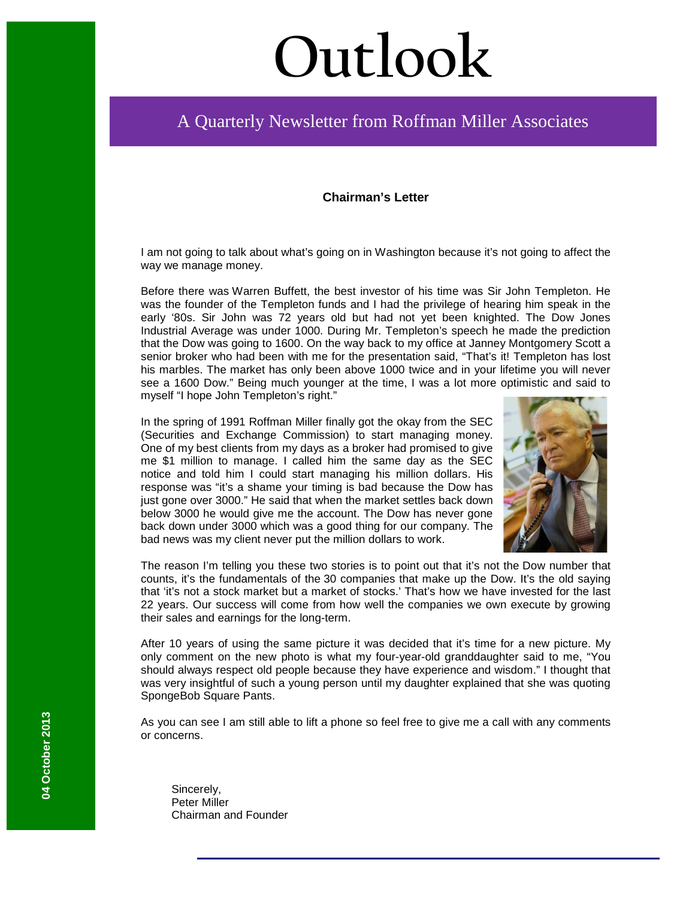# Outlook

A Quarterly Newsletter from Roffman Miller Associates

04 October 2013

## Chairman's Letter

I am not going to talk about what's going on in Washington because it's not going to affect the way we manage money.

Before there was Warren Buffett, the best investor of his time was Sir John Templeton. He was the founder of the Templeton funds and I had the privilege of hearing him speak in the early '80s. Sir John was 72 years old but had not yet been knighted. The Dow Jones Industrial Average was under 1000. During Mr. Templeton's speech he made the prediction that the Dow was going to 1600. On the way back to my office at Janney Montgomery Scott a senior broker who had been with me for the presentation said, "That's it! Templeton has lost his marbles. The market has only been above 1000 twice and in your lifetime you will never see a 1600 Dow." Being much younger at the time, I was a lot more optimistic and said to myself "I hope John Templeton's right."

In the spring of 1991 Roffman Miller finally got the okay from the SEC (Securities and Exchange Commission) to start managing money. One of my best clients from my days as a broker had promised to give me $1 million to manage. I called him the same day as the SEC notice and told him I could start managing his million dollars. His response was "it's a shame your timing is bad because the Dow has just gone over 3000." He said that when the market settles back down below 3000 he would give me the account. The Dow has never gone back down under 3000 which was a good thing for our company. The bad news was my client never put the million dollars to work.

The reason I'm telling you these two stories is to point out that it's not the Dow number that counts, it's the fundamentals of the 30 companies that make up the Dow. It's the old saying that 'it's not a stock market but a market of stocks.' That's how we have invested for the last 22 years. Our success will come from how well the companies we own execute by growing their sales and earnings for the long-term.

After 10 years of using the same picture it was decided that it's time for a new picture. My only comment on the new photo is what my four-year-old granddaughter said to me, "You should always respect old people because they have experience and wisdom." I thought that was very insightful of such a young person until my daughter explained that she was quoting SpongeBob Square Pants.

As you can see I am still able to lift a phone so feel free to give me a call with any comments or concerns.

Sincerely,
Peter Miller
Chairman and Founder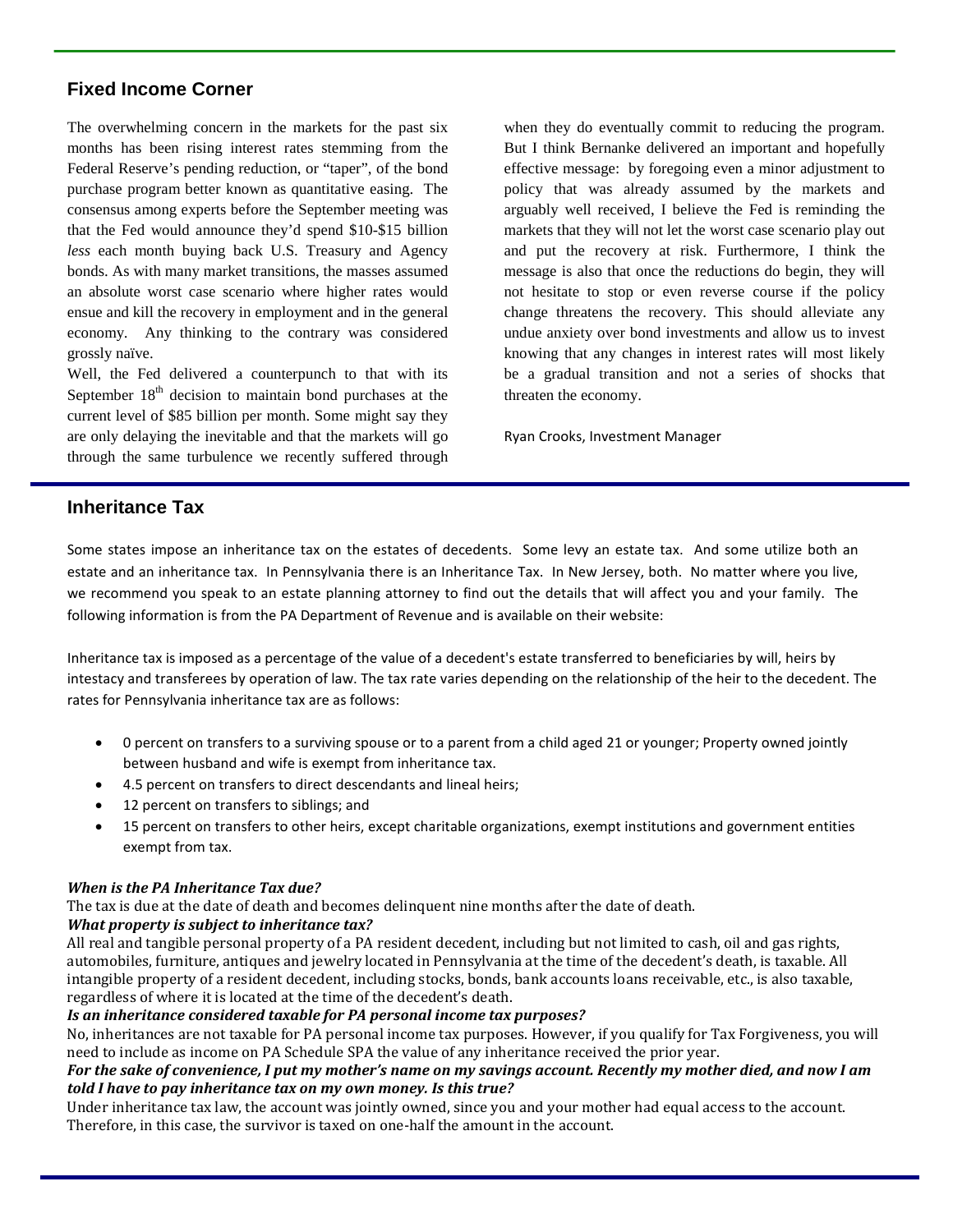## Fixed Income Corner

The overwhelming concern in the markets for the past six months has been rising interest rates stemming from the Federal Reserve's pending reduction, or "taper", of the bond purchase program better known as quantitative easing. The consensus among experts before the September meeting was that the Fed would announce they'd spend $10-$15 billion *less* each month buying back U.S. Treasury and Agency bonds. As with many market transitions, the masses assumed an absolute worst case scenario where higher rates would ensue and kill the recovery in employment and in the general economy. Any thinking to the contrary was considered grossly naïve.

Well, the Fed delivered a counterpunch to that with its September 18th decision to maintain bond purchases at the current level of $85 billion per month. Some might say they are only delaying the inevitable and that the markets will go through the same turbulence we recently suffered through when they do eventually commit to reducing the program. But I think Bernanke delivered an important and hopefully effective message: by foregoing even a minor adjustment to policy that was already assumed by the markets and arguably well received, I believe the Fed is reminding the markets that they will not let the worst case scenario play out and put the recovery at risk. Furthermore, I think the message is also that once the reductions do begin, they will not hesitate to stop or even reverse course if the policy change threatens the recovery. This should alleviate any undue anxiety over bond investments and allow us to invest knowing that any changes in interest rates will most likely be a gradual transition and not a series of shocks that threaten the economy.

Ryan Crooks, Investment Manager

## Inheritance Tax

Some states impose an inheritance tax on the estates of decedents. Some levy an estate tax. And some utilize both an estate and an inheritance tax. In Pennsylvania there is an Inheritance Tax. In New Jersey, both. No matter where you live, we recommend you speak to an estate planning attorney to find out the details that will affect you and your family. The following information is from the PA Department of Revenue and is available on their website:

Inheritance tax is imposed as a percentage of the value of a decedent's estate transferred to beneficiaries by will, heirs by intestacy and transferees by operation of law. The tax rate varies depending on the relationship of the heir to the decedent. The rates for Pennsylvania inheritance tax are as follows:

- 0 percent on transfers to a surviving spouse or to a parent from a child aged 21 or younger; Property owned jointly between husband and wife is exempt from inheritance tax.
- 4.5 percent on transfers to direct descendants and lineal heirs;
- 12 percent on transfers to siblings; and
- 15 percent on transfers to other heirs, except charitable organizations, exempt institutions and government entities exempt from tax.

***When is the PA Inheritance Tax due?***

The tax is due at the date of death and becomes delinquent nine months after the date of death.

***What property is subject to inheritance tax?***

All real and tangible personal property of a PA resident decedent, including but not limited to cash, oil and gas rights, automobiles, furniture, antiques and jewelry located in Pennsylvania at the time of the decedent's death, is taxable. All intangible property of a resident decedent, including stocks, bonds, bank accounts loans receivable, etc., is also taxable, regardless of where it is located at the time of the decedent's death.

***Is an inheritance considered taxable for PA personal income tax purposes?***

No, inheritances are not taxable for PA personal income tax purposes. However, if you qualify for Tax Forgiveness, you will need to include as income on PA Schedule SPA the value of any inheritance received the prior year.

***For the sake of convenience, I put my mother's name on my savings account. Recently my mother died, and now I am told I have to pay inheritance tax on my own money. Is this true?***

Under inheritance tax law, the account was jointly owned, since you and your mother had equal access to the account. Therefore, in this case, the survivor is taxed on one-half the amount in the account.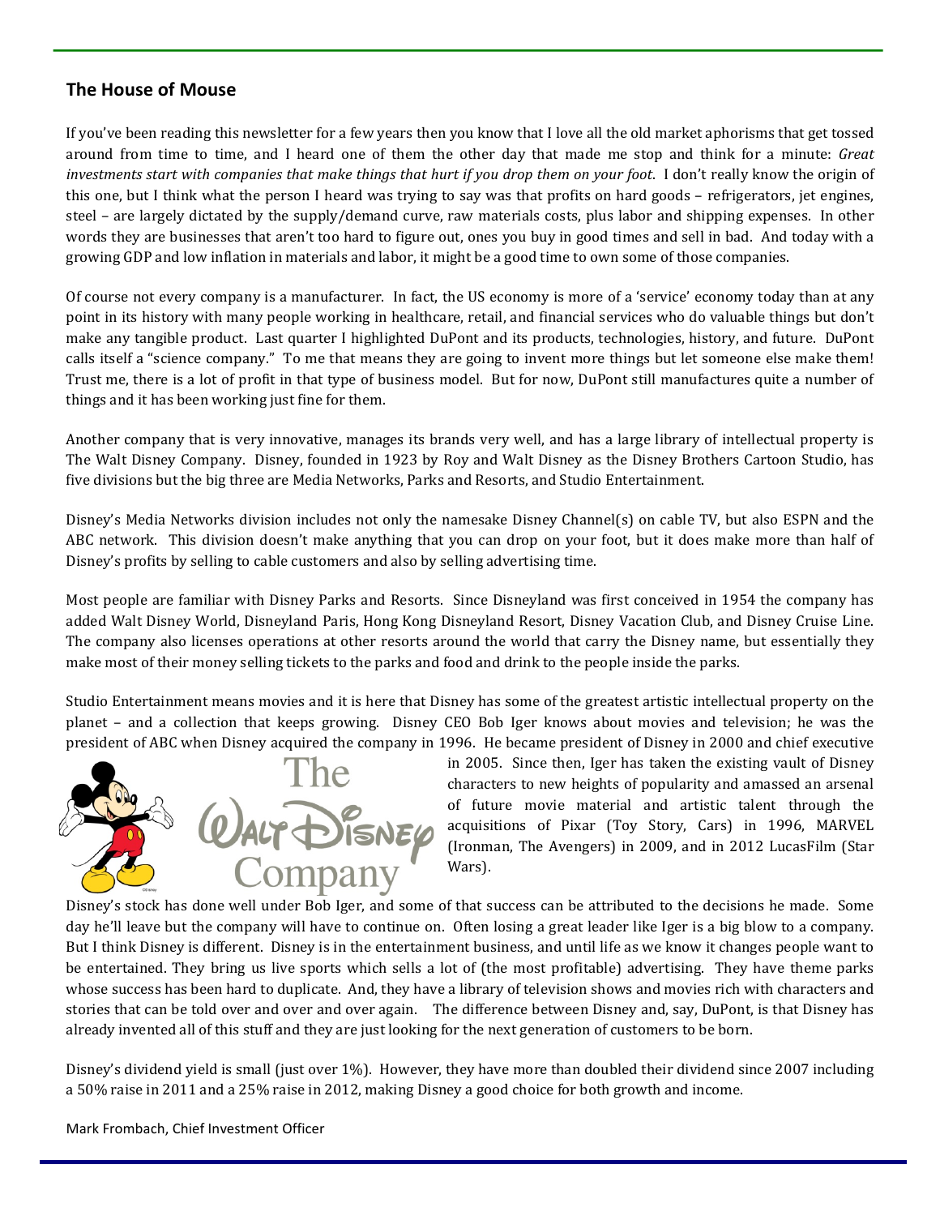## The House of Mouse

If you've been reading this newsletter for a few years then you know that I love all the old market aphorisms that get tossed around from time to time, and I heard one of them the other day that made me stop and think for a minute: *Great investments start with companies that make things that hurt if you drop them on your foot*. I don't really know the origin of this one, but I think what the person I heard was trying to say was that profits on hard goods – refrigerators, jet engines, steel – are largely dictated by the supply/demand curve, raw materials costs, plus labor and shipping expenses. In other words they are businesses that aren't too hard to figure out, ones you buy in good times and sell in bad. And today with a growing GDP and low inflation in materials and labor, it might be a good time to own some of those companies.

Of course not every company is a manufacturer. In fact, the US economy is more of a 'service' economy today than at any point in its history with many people working in healthcare, retail, and financial services who do valuable things but don't make any tangible product. Last quarter I highlighted DuPont and its products, technologies, history, and future. DuPont calls itself a "science company." To me that means they are going to invent more things but let someone else make them! Trust me, there is a lot of profit in that type of business model. But for now, DuPont still manufactures quite a number of things and it has been working just fine for them.

Another company that is very innovative, manages its brands very well, and has a large library of intellectual property is The Walt Disney Company. Disney, founded in 1923 by Roy and Walt Disney as the Disney Brothers Cartoon Studio, has five divisions but the big three are Media Networks, Parks and Resorts, and Studio Entertainment.

Disney's Media Networks division includes not only the namesake Disney Channel(s) on cable TV, but also ESPN and the ABC network. This division doesn't make anything that you can drop on your foot, but it does make more than half of Disney's profits by selling to cable customers and also by selling advertising time.

Most people are familiar with Disney Parks and Resorts. Since Disneyland was first conceived in 1954 the company has added Walt Disney World, Disneyland Paris, Hong Kong Disneyland Resort, Disney Vacation Club, and Disney Cruise Line. The company also licenses operations at other resorts around the world that carry the Disney name, but essentially they make most of their money selling tickets to the parks and food and drink to the people inside the parks.

Studio Entertainment means movies and it is here that Disney has some of the greatest artistic intellectual property on the planet – and a collection that keeps growing. Disney CEO Bob Iger knows about movies and television; he was the president of ABC when Disney acquired the company in 1996. He became president of Disney in 2000 and chief executive in 2005. Since then, Iger has taken the existing vault of Disney characters to new heights of popularity and amassed an arsenal of future movie material and artistic talent through the acquisitions of Pixar (Toy Story, Cars) in 1996, MARVEL (Ironman, The Avengers) in 2009, and in 2012 LucasFilm (Star Wars).

Disney's stock has done well under Bob Iger, and some of that success can be attributed to the decisions he made. Some day he'll leave but the company will have to continue on. Often losing a great leader like Iger is a big blow to a company. But I think Disney is different. Disney is in the entertainment business, and until life as we know it changes people want to be entertained. They bring us live sports which sells a lot of (the most profitable) advertising. They have theme parks whose success has been hard to duplicate. And, they have a library of television shows and movies rich with characters and stories that can be told over and over and over again. The difference between Disney and, say, DuPont, is that Disney has already invented all of this stuff and they are just looking for the next generation of customers to be born.

Disney's dividend yield is small (just over 1%). However, they have more than doubled their dividend since 2007 including a 50% raise in 2011 and a 25% raise in 2012, making Disney a good choice for both growth and income.

Mark Frombach, Chief Investment Officer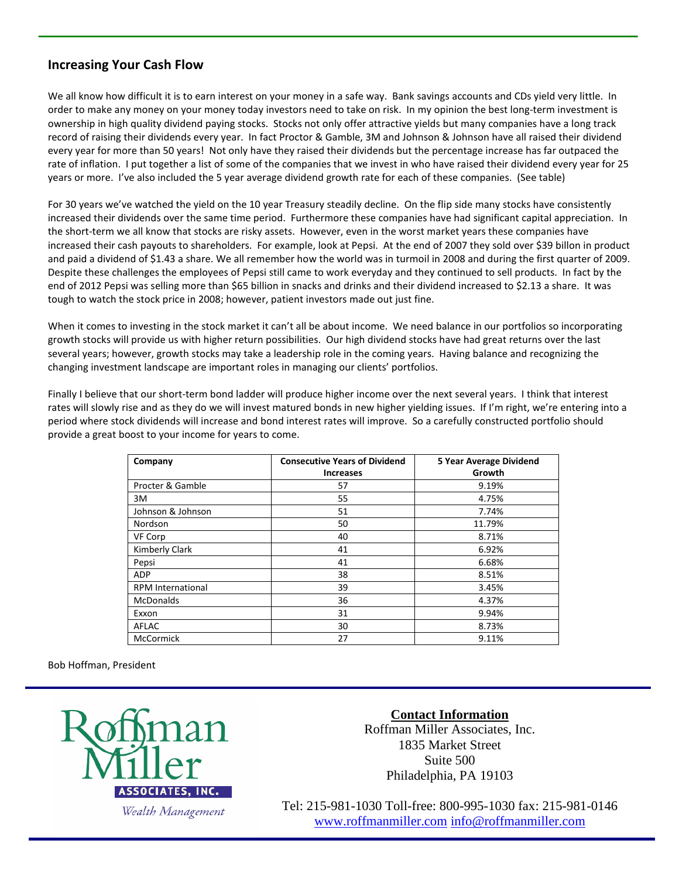## Increasing Your Cash Flow

We all know how difficult it is to earn interest on your money in a safe way. Bank savings accounts and CDs yield very little. In order to make any money on your money today investors need to take on risk. In my opinion the best long-term investment is ownership in high quality dividend paying stocks. Stocks not only offer attractive yields but many companies have a long track record of raising their dividends every year. In fact Proctor & Gamble, 3M and Johnson & Johnson have all raised their dividend every year for more than 50 years! Not only have they raised their dividends but the percentage increase has far outpaced the rate of inflation. I put together a list of some of the companies that we invest in who have raised their dividend every year for 25 years or more. I've also included the 5 year average dividend growth rate for each of these companies. (See table)

For 30 years we've watched the yield on the 10 year Treasury steadily decline. On the flip side many stocks have consistently increased their dividends over the same time period. Furthermore these companies have had significant capital appreciation. In the short-term we all know that stocks are risky assets. However, even in the worst market years these companies have increased their cash payouts to shareholders. For example, look at Pepsi. At the end of 2007 they sold over $39 billon in product and paid a dividend of $1.43 a share. We all remember how the world was in turmoil in 2008 and during the first quarter of 2009. Despite these challenges the employees of Pepsi still came to work everyday and they continued to sell products. In fact by the end of 2012 Pepsi was selling more than $65 billion in snacks and drinks and their dividend increased to $2.13 a share. It was tough to watch the stock price in 2008; however, patient investors made out just fine.

When it comes to investing in the stock market it can't all be about income. We need balance in our portfolios so incorporating growth stocks will provide us with higher return possibilities. Our high dividend stocks have had great returns over the last several years; however, growth stocks may take a leadership role in the coming years. Having balance and recognizing the changing investment landscape are important roles in managing our clients' portfolios.

Finally I believe that our short-term bond ladder will produce higher income over the next several years. I think that interest rates will slowly rise and as they do we will invest matured bonds in new higher yielding issues. If I'm right, we're entering into a period where stock dividends will increase and bond interest rates will improve. So a carefully constructed portfolio should provide a great boost to your income for years to come.

| Company | Consecutive Years of Dividend Increases | 5 Year Average Dividend Growth |
|---|---|---|
| Procter & Gamble | 57 | 9.19% |
| 3M | 55 | 4.75% |
| Johnson & Johnson | 51 | 7.74% |
| Nordson | 50 | 11.79% |
| VF Corp | 40 | 8.71% |
| Kimberly Clark | 41 | 6.92% |
| Pepsi | 41 | 6.68% |
| ADP | 38 | 8.51% |
| RPM International | 39 | 3.45% |
| McDonalds | 36 | 4.37% |
| Exxon | 31 | 9.94% |
| AFLAC | 30 | 8.73% |
| McCormick | 27 | 9.11% |

Bob Hoffman, President

Roffman Miller ASSOCIATES, INC.

*Wealth Management*

**Contact Information**

Roffman Miller Associates, Inc.
1835 Market Street
Suite 500
Philadelphia, PA 19103

Tel: 215-981-1030 Toll-free: 800-995-1030 fax: 215-981-0146
www.roffmanmiller.com info@roffmanmiller.com